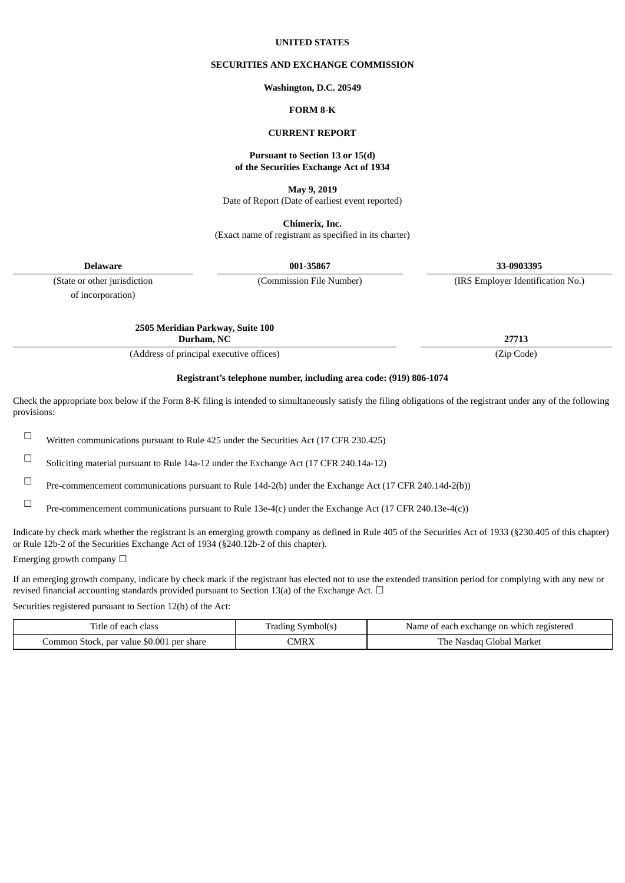**UNITED STATES**

**SECURITIES AND EXCHANGE COMMISSION**

**Washington, D.C. 20549**

**FORM 8-K**

**CURRENT REPORT**

**Pursuant to Section 13 or 15(d)**
**of the Securities Exchange Act of 1934**

**May 9, 2019**
Date of Report (Date of earliest event reported)

**Chimerix, Inc.**
(Exact name of registrant as specified in its charter)

| **Delaware** | **001-35867** | **33-0903395** |
|---|---|---|
| (State or other jurisdiction of incorporation) | (Commission File Number) | (IRS Employer Identification No.) |

| **2505 Meridian Parkway, Suite 100 Durham, NC** | **27713** |
|---|---|
| (Address of principal executive offices) | (Zip Code) |

**Registrant's telephone number, including area code: (919) 806-1074**

Check the appropriate box below if the Form 8-K filing is intended to simultaneously satisfy the filing obligations of the registrant under any of the following provisions:

☐ Written communications pursuant to Rule 425 under the Securities Act (17 CFR 230.425)

☐ Soliciting material pursuant to Rule 14a-12 under the Exchange Act (17 CFR 240.14a-12)

☐ Pre-commencement communications pursuant to Rule 14d-2(b) under the Exchange Act (17 CFR 240.14d-2(b))

☐ Pre-commencement communications pursuant to Rule 13e-4(c) under the Exchange Act (17 CFR 240.13e-4(c))

Indicate by check mark whether the registrant is an emerging growth company as defined in Rule 405 of the Securities Act of 1933 (§230.405 of this chapter) or Rule 12b-2 of the Securities Exchange Act of 1934 (§240.12b-2 of this chapter).

Emerging growth company ☐

If an emerging growth company, indicate by check mark if the registrant has elected not to use the extended transition period for complying with any new or revised financial accounting standards provided pursuant to Section 13(a) of the Exchange Act. ☐

Securities registered pursuant to Section 12(b) of the Act:

| Title of each class | Trading Symbol(s) | Name of each exchange on which registered |
|---|---|---|
| Common Stock, par value $0.001 per share | CMRX | The Nasdaq Global Market |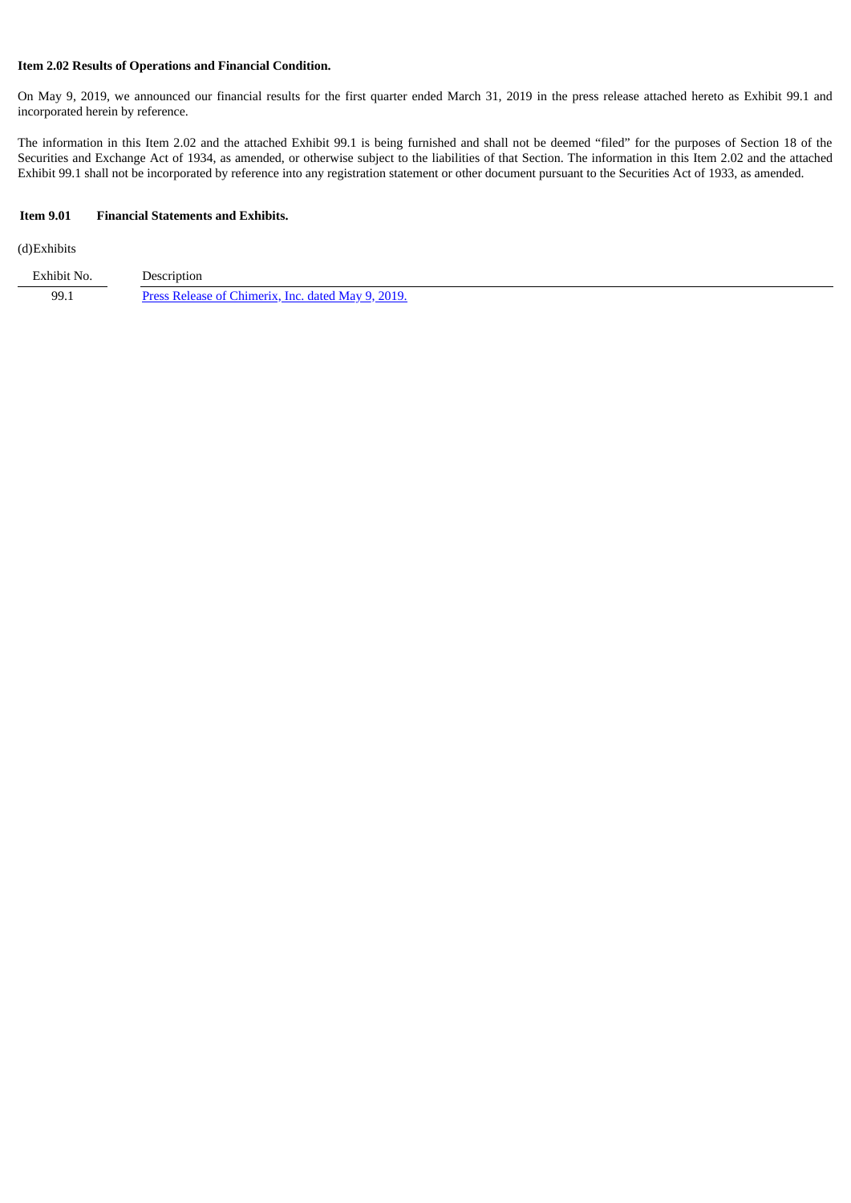**Item 2.02 Results of Operations and Financial Condition.**

On May 9, 2019, we announced our financial results for the first quarter ended March 31, 2019 in the press release attached hereto as Exhibit 99.1 and incorporated herein by reference.

The information in this Item 2.02 and the attached Exhibit 99.1 is being furnished and shall not be deemed "filed" for the purposes of Section 18 of the Securities and Exchange Act of 1934, as amended, or otherwise subject to the liabilities of that Section. The information in this Item 2.02 and the attached Exhibit 99.1 shall not be incorporated by reference into any registration statement or other document pursuant to the Securities Act of 1933, as amended.

**Item 9.01 Financial Statements and Exhibits.**

(d)Exhibits

| Exhibit No. | Description |
|---|---|
| 99.1 | Press Release of Chimerix, Inc. dated May 9, 2019. |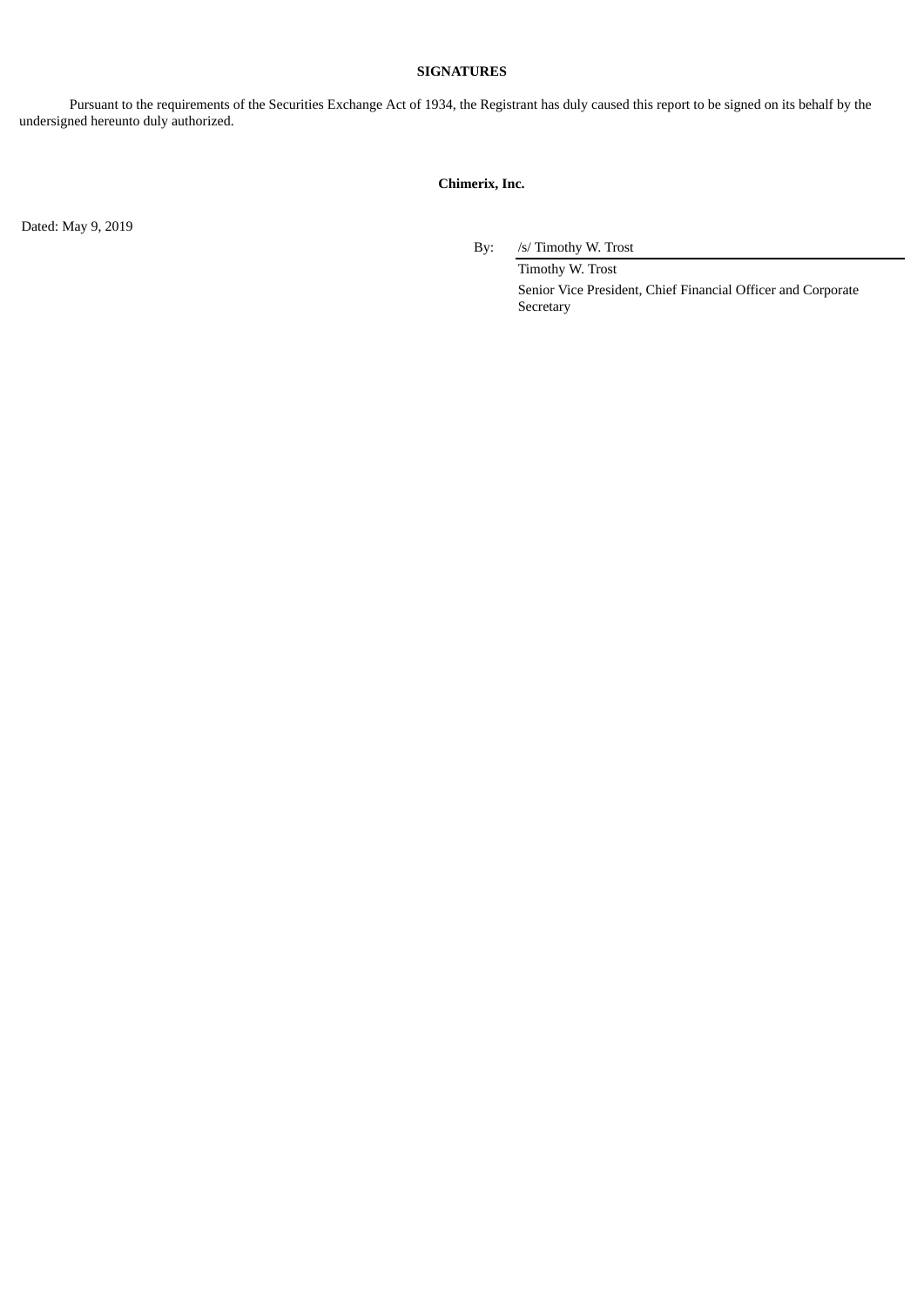## SIGNATURES

Pursuant to the requirements of the Securities Exchange Act of 1934, the Registrant has duly caused this report to be signed on its behalf by the undersigned hereunto duly authorized.

**Chimerix, Inc.**

Dated: May 9, 2019

By: /s/ Timothy W. Trost

Timothy W. Trost

Senior Vice President, Chief Financial Officer and Corporate Secretary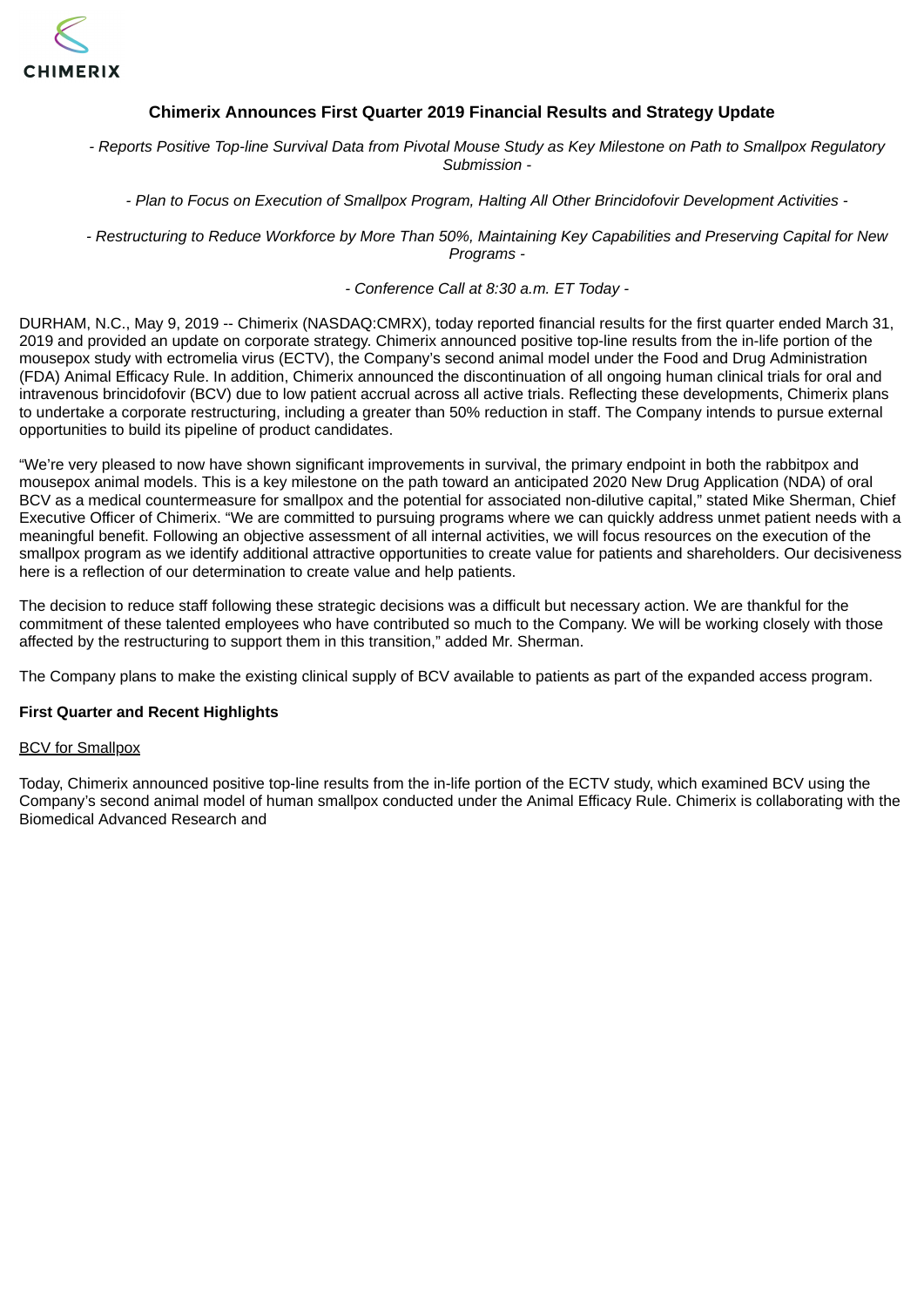CHIMERIX

# Chimerix Announces First Quarter 2019 Financial Results and Strategy Update

*- Reports Positive Top-line Survival Data from Pivotal Mouse Study as Key Milestone on Path to Smallpox Regulatory Submission -*

*- Plan to Focus on Execution of Smallpox Program, Halting All Other Brincidofovir Development Activities -*

*- Restructuring to Reduce Workforce by More Than 50%, Maintaining Key Capabilities and Preserving Capital for New Programs -*

*- Conference Call at 8:30 a.m. ET Today -*

DURHAM, N.C., May 9, 2019 -- Chimerix (NASDAQ:CMRX), today reported financial results for the first quarter ended March 31, 2019 and provided an update on corporate strategy. Chimerix announced positive top-line results from the in-life portion of the mousepox study with ectromelia virus (ECTV), the Company's second animal model under the Food and Drug Administration (FDA) Animal Efficacy Rule. In addition, Chimerix announced the discontinuation of all ongoing human clinical trials for oral and intravenous brincidofovir (BCV) due to low patient accrual across all active trials. Reflecting these developments, Chimerix plans to undertake a corporate restructuring, including a greater than 50% reduction in staff. The Company intends to pursue external opportunities to build its pipeline of product candidates.

"We're very pleased to now have shown significant improvements in survival, the primary endpoint in both the rabbitpox and mousepox animal models. This is a key milestone on the path toward an anticipated 2020 New Drug Application (NDA) of oral BCV as a medical countermeasure for smallpox and the potential for associated non-dilutive capital," stated Mike Sherman, Chief Executive Officer of Chimerix. "We are committed to pursuing programs where we can quickly address unmet patient needs with a meaningful benefit. Following an objective assessment of all internal activities, we will focus resources on the execution of the smallpox program as we identify additional attractive opportunities to create value for patients and shareholders. Our decisiveness here is a reflection of our determination to create value and help patients.

The decision to reduce staff following these strategic decisions was a difficult but necessary action. We are thankful for the commitment of these talented employees who have contributed so much to the Company. We will be working closely with those affected by the restructuring to support them in this transition," added Mr. Sherman.

The Company plans to make the existing clinical supply of BCV available to patients as part of the expanded access program.

**First Quarter and Recent Highlights**

<u>BCV for Smallpox</u>

Today, Chimerix announced positive top-line results from the in-life portion of the ECTV study, which examined BCV using the Company's second animal model of human smallpox conducted under the Animal Efficacy Rule. Chimerix is collaborating with the Biomedical Advanced Research and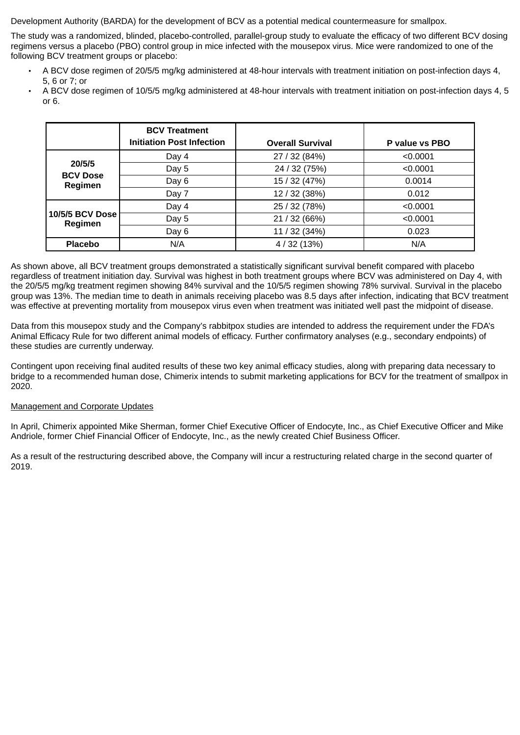Development Authority (BARDA) for the development of BCV as a potential medical countermeasure for smallpox.

The study was a randomized, blinded, placebo-controlled, parallel-group study to evaluate the efficacy of two different BCV dosing regimens versus a placebo (PBO) control group in mice infected with the mousepox virus. Mice were randomized to one of the following BCV treatment groups or placebo:

- A BCV dose regimen of 20/5/5 mg/kg administered at 48-hour intervals with treatment initiation on post-infection days 4, 5, 6 or 7; or
- A BCV dose regimen of 10/5/5 mg/kg administered at 48-hour intervals with treatment initiation on post-infection days 4, 5 or 6.

| | BCV Treatment Initiation Post Infection | Overall Survival | P value vs PBO |
|---|---|---|---|
| **20/5/5 BCV Dose Regimen** | Day 4 | 27 / 32 (84%) | <0.0001 |
| | Day 5 | 24 / 32 (75%) | <0.0001 |
| | Day 6 | 15 / 32 (47%) | 0.0014 |
| | Day 7 | 12 / 32 (38%) | 0.012 |
| **10/5/5 BCV Dose Regimen** | Day 4 | 25 / 32 (78%) | <0.0001 |
| | Day 5 | 21 / 32 (66%) | <0.0001 |
| | Day 6 | 11 / 32 (34%) | 0.023 |
| **Placebo** | N/A | 4 / 32 (13%) | N/A |

As shown above, all BCV treatment groups demonstrated a statistically significant survival benefit compared with placebo regardless of treatment initiation day. Survival was highest in both treatment groups where BCV was administered on Day 4, with the 20/5/5 mg/kg treatment regimen showing 84% survival and the 10/5/5 regimen showing 78% survival. Survival in the placebo group was 13%. The median time to death in animals receiving placebo was 8.5 days after infection, indicating that BCV treatment was effective at preventing mortality from mousepox virus even when treatment was initiated well past the midpoint of disease.

Data from this mousepox study and the Company's rabbitpox studies are intended to address the requirement under the FDA's Animal Efficacy Rule for two different animal models of efficacy. Further confirmatory analyses (e.g., secondary endpoints) of these studies are currently underway.

Contingent upon receiving final audited results of these two key animal efficacy studies, along with preparing data necessary to bridge to a recommended human dose, Chimerix intends to submit marketing applications for BCV for the treatment of smallpox in 2020.

Management and Corporate Updates

In April, Chimerix appointed Mike Sherman, former Chief Executive Officer of Endocyte, Inc., as Chief Executive Officer and Mike Andriole, former Chief Financial Officer of Endocyte, Inc., as the newly created Chief Business Officer.

As a result of the restructuring described above, the Company will incur a restructuring related charge in the second quarter of 2019.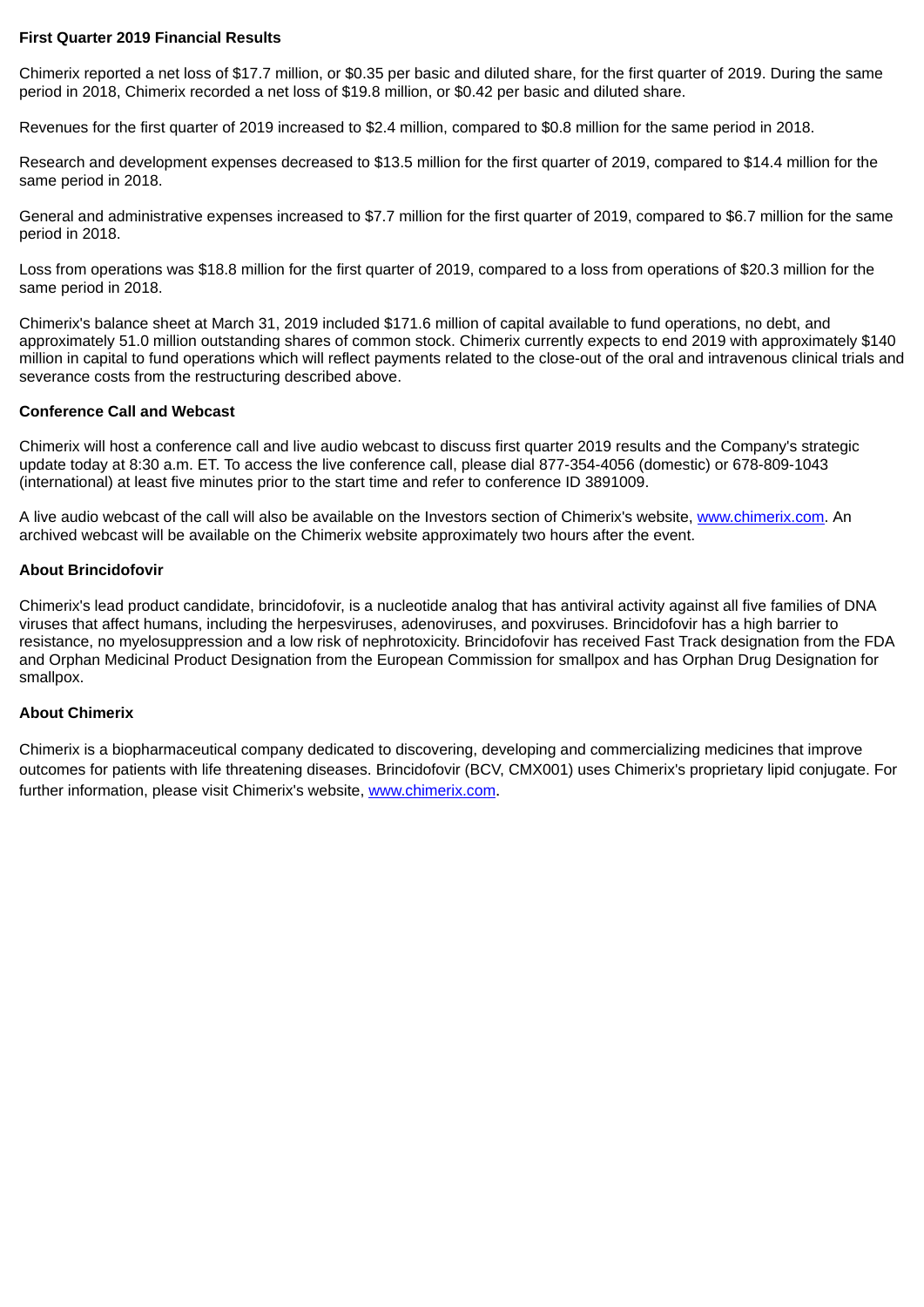**First Quarter 2019 Financial Results**

Chimerix reported a net loss of $17.7 million, or $0.35 per basic and diluted share, for the first quarter of 2019. During the same period in 2018, Chimerix recorded a net loss of $19.8 million, or $0.42 per basic and diluted share.

Revenues for the first quarter of 2019 increased to $2.4 million, compared to $0.8 million for the same period in 2018.

Research and development expenses decreased to $13.5 million for the first quarter of 2019, compared to $14.4 million for the same period in 2018.

General and administrative expenses increased to $7.7 million for the first quarter of 2019, compared to $6.7 million for the same period in 2018.

Loss from operations was $18.8 million for the first quarter of 2019, compared to a loss from operations of $20.3 million for the same period in 2018.

Chimerix's balance sheet at March 31, 2019 included $171.6 million of capital available to fund operations, no debt, and approximately 51.0 million outstanding shares of common stock. Chimerix currently expects to end 2019 with approximately $140 million in capital to fund operations which will reflect payments related to the close-out of the oral and intravenous clinical trials and severance costs from the restructuring described above.

**Conference Call and Webcast**

Chimerix will host a conference call and live audio webcast to discuss first quarter 2019 results and the Company's strategic update today at 8:30 a.m. ET. To access the live conference call, please dial 877-354-4056 (domestic) or 678-809-1043 (international) at least five minutes prior to the start time and refer to conference ID 3891009.

A live audio webcast of the call will also be available on the Investors section of Chimerix's website, www.chimerix.com. An archived webcast will be available on the Chimerix website approximately two hours after the event.

**About Brincidofovir**

Chimerix's lead product candidate, brincidofovir, is a nucleotide analog that has antiviral activity against all five families of DNA viruses that affect humans, including the herpesviruses, adenoviruses, and poxviruses. Brincidofovir has a high barrier to resistance, no myelosuppression and a low risk of nephrotoxicity. Brincidofovir has received Fast Track designation from the FDA and Orphan Medicinal Product Designation from the European Commission for smallpox and has Orphan Drug Designation for smallpox.

**About Chimerix**

Chimerix is a biopharmaceutical company dedicated to discovering, developing and commercializing medicines that improve outcomes for patients with life threatening diseases. Brincidofovir (BCV, CMX001) uses Chimerix's proprietary lipid conjugate. For further information, please visit Chimerix's website, www.chimerix.com.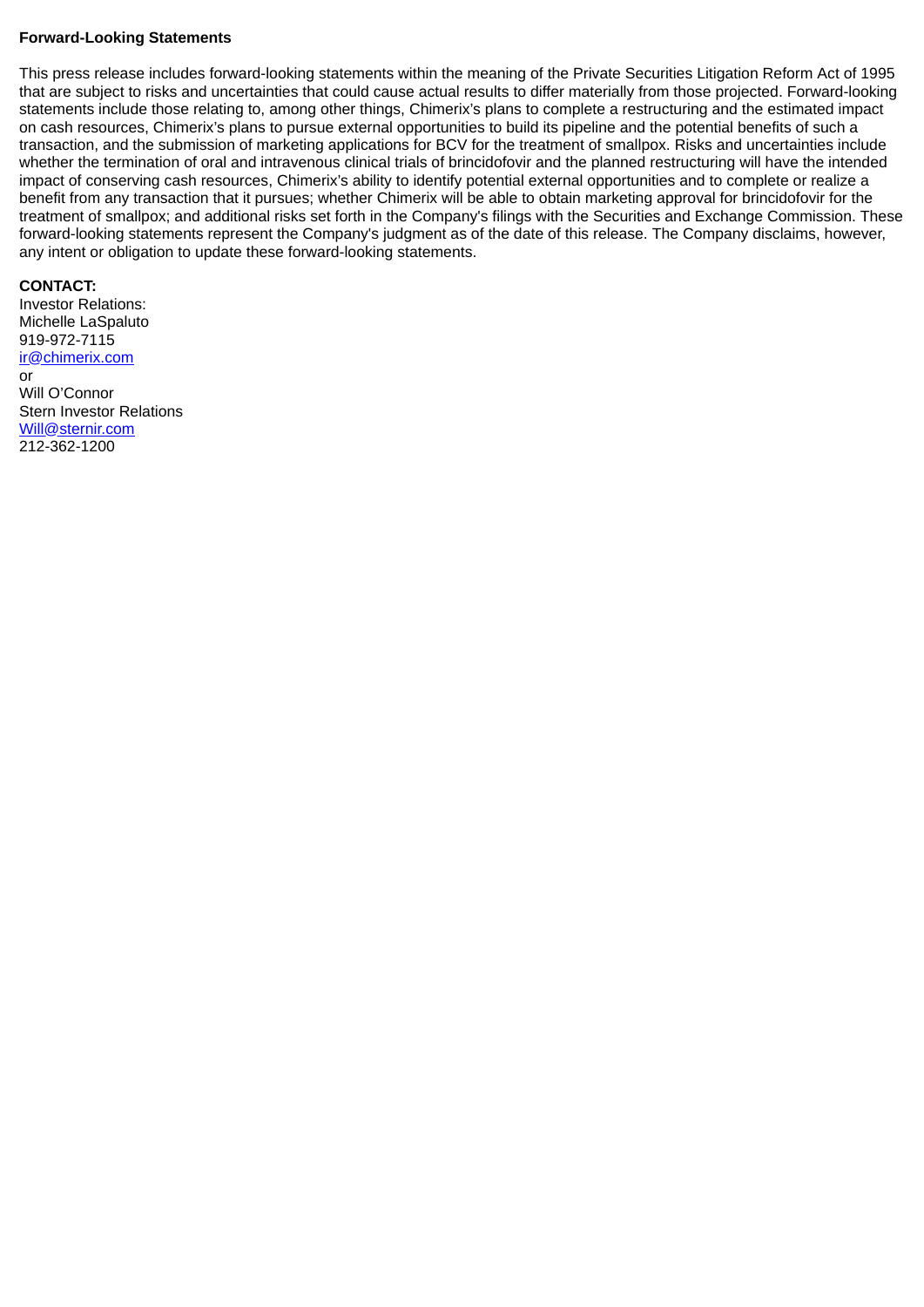**Forward-Looking Statements**

This press release includes forward-looking statements within the meaning of the Private Securities Litigation Reform Act of 1995 that are subject to risks and uncertainties that could cause actual results to differ materially from those projected. Forward-looking statements include those relating to, among other things, Chimerix's plans to complete a restructuring and the estimated impact on cash resources, Chimerix's plans to pursue external opportunities to build its pipeline and the potential benefits of such a transaction, and the submission of marketing applications for BCV for the treatment of smallpox. Risks and uncertainties include whether the termination of oral and intravenous clinical trials of brincidofovir and the planned restructuring will have the intended impact of conserving cash resources, Chimerix's ability to identify potential external opportunities and to complete or realize a benefit from any transaction that it pursues; whether Chimerix will be able to obtain marketing approval for brincidofovir for the treatment of smallpox; and additional risks set forth in the Company's filings with the Securities and Exchange Commission. These forward-looking statements represent the Company's judgment as of the date of this release. The Company disclaims, however, any intent or obligation to update these forward-looking statements.

**CONTACT:**
Investor Relations:
Michelle LaSpaluto
919-972-7115
ir@chimerix.com
or
Will O'Connor
Stern Investor Relations
Will@sternir.com
212-362-1200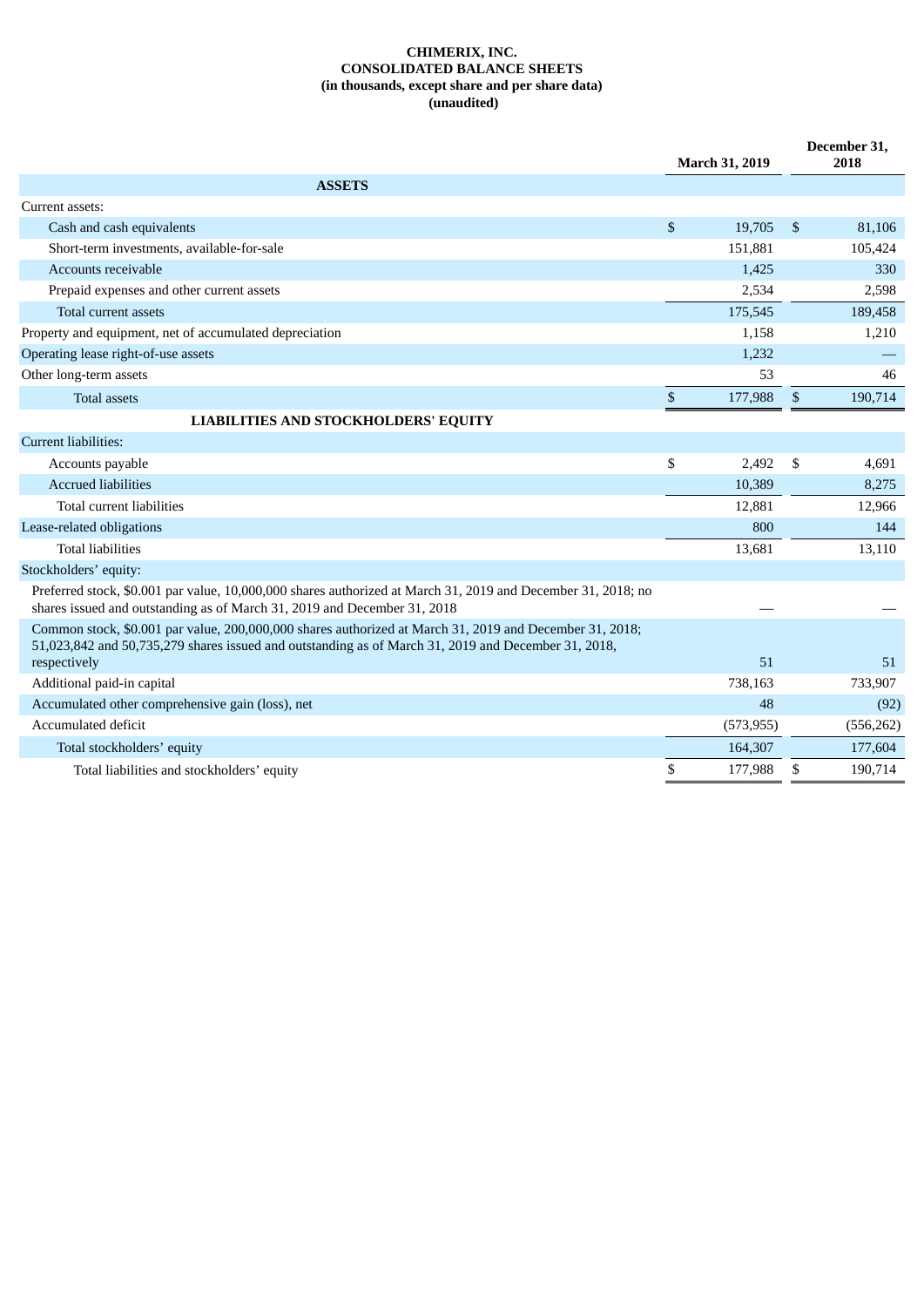# CHIMERIX, INC.
## CONSOLIDATED BALANCE SHEETS
### (in thousands, except share and per share data)
### (unaudited)

| | March 31, 2019 | December 31, 2018 |
|---|---|---|
| **ASSETS** | | |
| Current assets: | | |
| Cash and cash equivalents | $ 19,705 | $ 81,106 |
| Short-term investments, available-for-sale | 151,881 | 105,424 |
| Accounts receivable | 1,425 | 330 |
| Prepaid expenses and other current assets | 2,534 | 2,598 |
| Total current assets | 175,545 | 189,458 |
| Property and equipment, net of accumulated depreciation | 1,158 | 1,210 |
| Operating lease right-of-use assets | 1,232 | — |
| Other long-term assets | 53 | 46 |
| Total assets | $ 177,988 | $ 190,714 |
| **LIABILITIES AND STOCKHOLDERS' EQUITY** | | |
| Current liabilities: | | |
| Accounts payable | $ 2,492 | $ 4,691 |
| Accrued liabilities | 10,389 | 8,275 |
| Total current liabilities | 12,881 | 12,966 |
| Lease-related obligations | 800 | 144 |
| Total liabilities | 13,681 | 13,110 |
| Stockholders' equity: | | |
| Preferred stock, $0.001 par value, 10,000,000 shares authorized at March 31, 2019 and December 31, 2018; no shares issued and outstanding as of March 31, 2019 and December 31, 2018 | — | — |
| Common stock, $0.001 par value, 200,000,000 shares authorized at March 31, 2019 and December 31, 2018; 51,023,842 and 50,735,279 shares issued and outstanding as of March 31, 2019 and December 31, 2018, respectively | 51 | 51 |
| Additional paid-in capital | 738,163 | 733,907 |
| Accumulated other comprehensive gain (loss), net | 48 | (92) |
| Accumulated deficit | (573,955) | (556,262) |
| Total stockholders' equity | 164,307 | 177,604 |
| Total liabilities and stockholders' equity | $ 177,988 | $ 190,714 |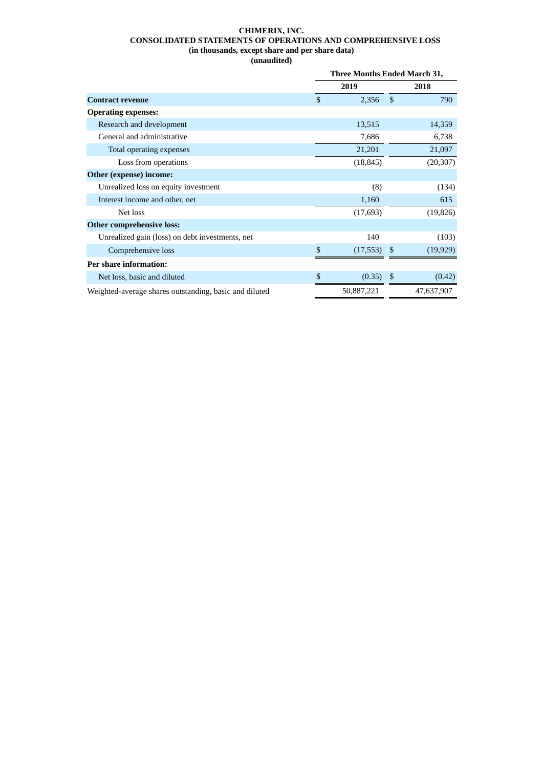**CHIMERIX, INC.**
**CONSOLIDATED STATEMENTS OF OPERATIONS AND COMPREHENSIVE LOSS**
**(in thousands, except share and per share data)**
**(unaudited)**

| | Three Months Ended March 31, | |
|---|---|---|
| | 2019 | 2018 |
| **Contract revenue** | $ 2,356 | $ 790 |
| **Operating expenses:** | | |
| Research and development | 13,515 | 14,359 |
| General and administrative | 7,686 | 6,738 |
| Total operating expenses | 21,201 | 21,097 |
| Loss from operations | (18,845) | (20,307) |
| **Other (expense) income:** | | |
| Unrealized loss on equity investment | (8) | (134) |
| Interest income and other, net | 1,160 | 615 |
| Net loss | (17,693) | (19,826) |
| **Other comprehensive loss:** | | |
| Unrealized gain (loss) on debt investments, net | 140 | (103) |
| Comprehensive loss | $ (17,553) | $ (19,929) |
| **Per share information:** | | |
| Net loss, basic and diluted | $ (0.35) | $ (0.42) |
| Weighted-average shares outstanding, basic and diluted | 50,887,221 | 47,637,907 |